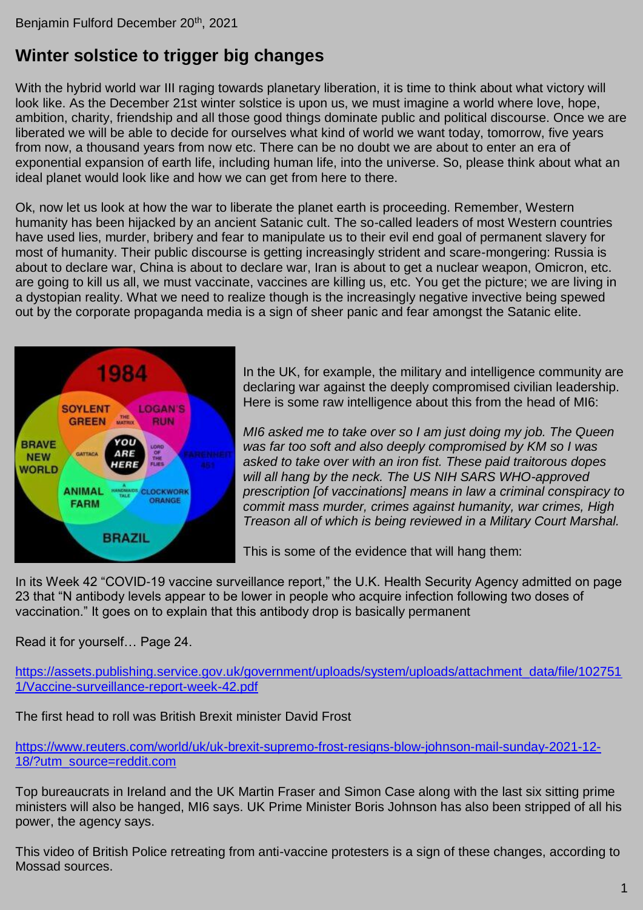Benjamin Fulford December 20th, 2021

# Winter solstice to trigger big changes

With the hybrid world war III raging towards planetary liberation, it is time to think about what victory will look like. As the December 21st winter solstice is upon us, we must imagine a world where love, hope, ambition, charity, friendship and all those good things dominate public and political discourse. Once we are liberated we will be able to decide for ourselves what kind of world we want today, tomorrow, five years from now, a thousand years from now etc. There can be no doubt we are about to enter an era of exponential expansion of earth life, including human life, into the universe. So, please think about what an ideal planet would look like and how we can get from here to there.

Ok, now let us look at how the war to liberate the planet earth is proceeding. Remember, Western humanity has been hijacked by an ancient Satanic cult. The so-called leaders of most Western countries have used lies, murder, bribery and fear to manipulate us to their evil end goal of permanent slavery for most of humanity. Their public discourse is getting increasingly strident and scare-mongering: Russia is about to declare war, China is about to declare war, Iran is about to get a nuclear weapon, Omicron, etc. are going to kill us all, we must vaccinate, vaccines are killing us, etc. You get the picture; we are living in a dystopian reality. What we need to realize though is the increasingly negative invective being spewed out by the corporate propaganda media is a sign of sheer panic and fear amongst the Satanic elite.

In the UK, for example, the military and intelligence community are declaring war against the deeply compromised civilian leadership. Here is some raw intelligence about this from the head of MI6:

*MI6 asked me to take over so I am just doing my job. The Queen was far too soft and also deeply compromised by KM so I was asked to take over with an iron fist. These paid traitorous dopes will all hang by the neck. The US NIH SARS WHO-approved prescription [of vaccinations] means in law a criminal conspiracy to commit mass murder, crimes against humanity, war crimes, High Treason all of which is being reviewed in a Military Court Marshal.*

This is some of the evidence that will hang them:

In its Week 42 "COVID-19 vaccine surveillance report," the U.K. Health Security Agency admitted on page 23 that "N antibody levels appear to be lower in people who acquire infection following two doses of vaccination." It goes on to explain that this antibody drop is basically permanent

Read it for yourself… Page 24.

https://assets.publishing.service.gov.uk/government/uploads/system/uploads/attachment_data/file/1027511/Vaccine-surveillance-report-week-42.pdf

The first head to roll was British Brexit minister David Frost

https://www.reuters.com/world/uk/uk-brexit-supremo-frost-resigns-blow-johnson-mail-sunday-2021-12-18/?utm_source=reddit.com

Top bureaucrats in Ireland and the UK Martin Fraser and Simon Case along with the last six sitting prime ministers will also be hanged, MI6 says. UK Prime Minister Boris Johnson has also been stripped of all his power, the agency says.

This video of British Police retreating from anti-vaccine protesters is a sign of these changes, according to Mossad sources.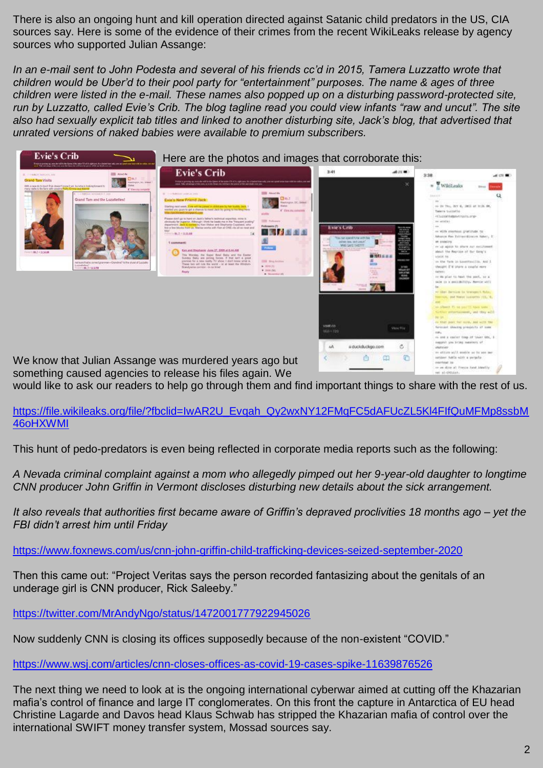There is also an ongoing hunt and kill operation directed against Satanic child predators in the US, CIA sources say. Here is some of the evidence of their crimes from the recent WikiLeaks release by agency sources who supported Julian Assange:

*In an e-mail sent to John Podesta and several of his friends cc'd in 2015, Tamera Luzzatto wrote that children would be Uber'd to their pool party for "entertainment" purposes. The name & ages of three children were listed in the e-mail. These names also popped up on a disturbing password-protected site, run by Luzzatto, called Evie's Crib. The blog tagline read you could view infants "raw and uncut". The site also had sexually explicit tab titles and linked to another disturbing site, Jack's blog, that advertised that unrated versions of naked babies were available to premium subscribers.*

Here are the photos and images that corroborate this:

We know that Julian Assange was murdered years ago but something caused agencies to release his files again. We would like to ask our readers to help go through them and find important things to share with the rest of us.

https://file.wikileaks.org/file/?fbclid=IwAR2U_Evqah_Qy2wxNY12FMqFC5dAFUcZL5Kl4FIfQuMFMp8ssbM46oHXWMI

This hunt of pedo-predators is even being reflected in corporate media reports such as the following:

*A Nevada criminal complaint against a mom who allegedly pimped out her 9-year-old daughter to longtime CNN producer John Griffin in Vermont discloses disturbing new details about the sick arrangement.*

*It also reveals that authorities first became aware of Griffin's depraved proclivities 18 months ago – yet the FBI didn't arrest him until Friday*

https://www.foxnews.com/us/cnn-john-griffin-child-trafficking-devices-seized-september-2020

Then this came out: "Project Veritas says the person recorded fantasizing about the genitals of an underage girl is CNN producer, Rick Saleeby."

https://twitter.com/MrAndyNgo/status/1472001777922945026

Now suddenly CNN is closing its offices supposedly because of the non-existent "COVID."

https://www.wsj.com/articles/cnn-closes-offices-as-covid-19-cases-spike-11639876526

The next thing we need to look at is the ongoing international cyberwar aimed at cutting off the Khazarian mafia's control of finance and large IT conglomerates. On this front the capture in Antarctica of EU head Christine Lagarde and Davos head Klaus Schwab has stripped the Khazarian mafia of control over the international SWIFT money transfer system, Mossad sources say.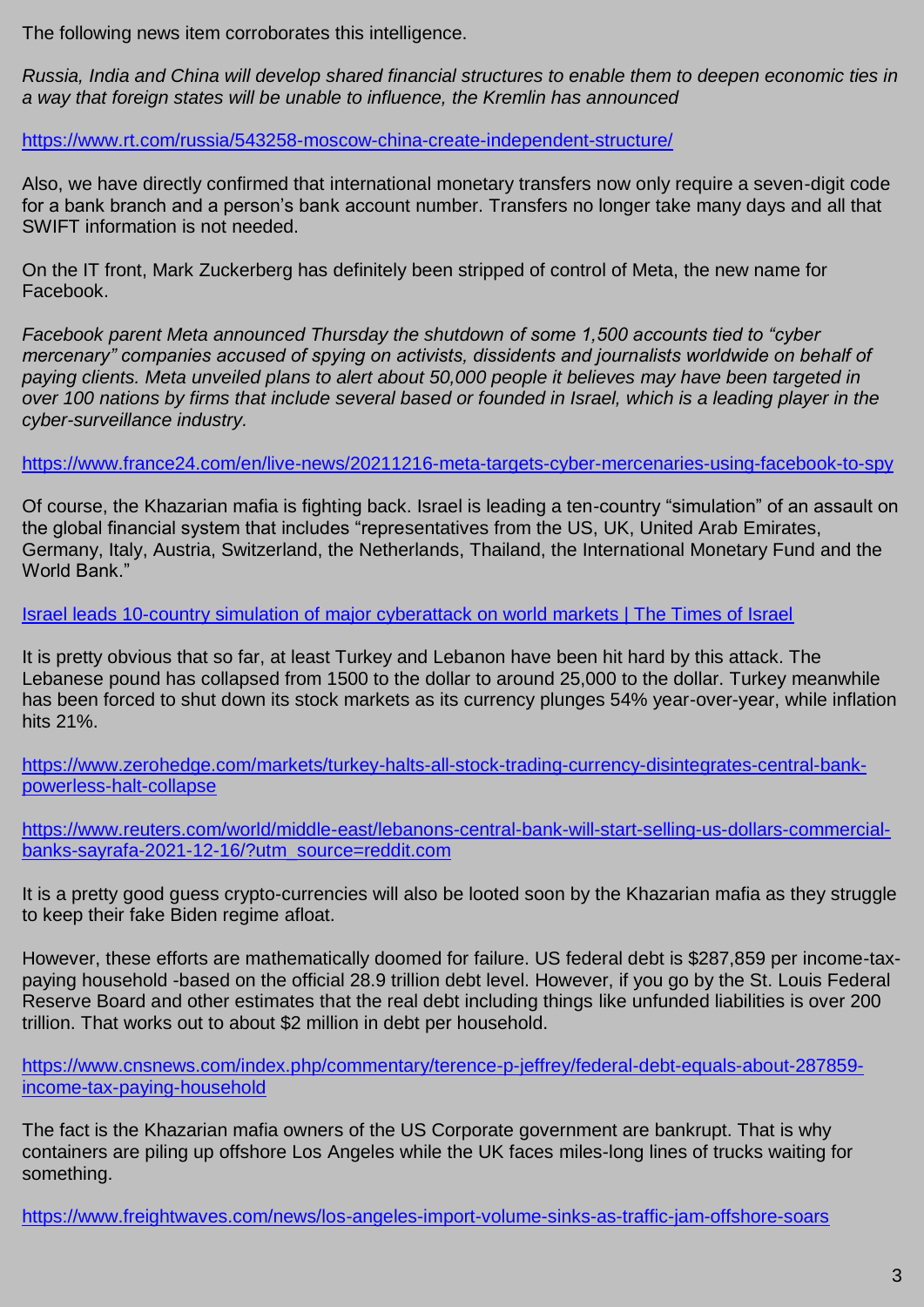The following news item corroborates this intelligence.

*Russia, India and China will develop shared financial structures to enable them to deepen economic ties in a way that foreign states will be unable to influence, the Kremlin has announced*

https://www.rt.com/russia/543258-moscow-china-create-independent-structure/

Also, we have directly confirmed that international monetary transfers now only require a seven-digit code for a bank branch and a person's bank account number. Transfers no longer take many days and all that SWIFT information is not needed.

On the IT front, Mark Zuckerberg has definitely been stripped of control of Meta, the new name for Facebook.

*Facebook parent Meta announced Thursday the shutdown of some 1,500 accounts tied to "cyber mercenary" companies accused of spying on activists, dissidents and journalists worldwide on behalf of paying clients. Meta unveiled plans to alert about 50,000 people it believes may have been targeted in over 100 nations by firms that include several based or founded in Israel, which is a leading player in the cyber-surveillance industry.*

https://www.france24.com/en/live-news/20211216-meta-targets-cyber-mercenaries-using-facebook-to-spy

Of course, the Khazarian mafia is fighting back. Israel is leading a ten-country "simulation" of an assault on the global financial system that includes "representatives from the US, UK, United Arab Emirates, Germany, Italy, Austria, Switzerland, the Netherlands, Thailand, the International Monetary Fund and the World Bank."

Israel leads 10-country simulation of major cyberattack on world markets | The Times of Israel

It is pretty obvious that so far, at least Turkey and Lebanon have been hit hard by this attack. The Lebanese pound has collapsed from 1500 to the dollar to around 25,000 to the dollar. Turkey meanwhile has been forced to shut down its stock markets as its currency plunges 54% year-over-year, while inflation hits 21%.

https://www.zerohedge.com/markets/turkey-halts-all-stock-trading-currency-disintegrates-central-bank-powerless-halt-collapse

https://www.reuters.com/world/middle-east/lebanons-central-bank-will-start-selling-us-dollars-commercial-banks-sayrafa-2021-12-16/?utm_source=reddit.com

It is a pretty good guess crypto-currencies will also be looted soon by the Khazarian mafia as they struggle to keep their fake Biden regime afloat.

However, these efforts are mathematically doomed for failure. US federal debt is $287,859 per income-tax-paying household -based on the official 28.9 trillion debt level. However, if you go by the St. Louis Federal Reserve Board and other estimates that the real debt including things like unfunded liabilities is over 200 trillion. That works out to about $2 million in debt per household.

https://www.cnsnews.com/index.php/commentary/terence-p-jeffrey/federal-debt-equals-about-287859-income-tax-paying-household

The fact is the Khazarian mafia owners of the US Corporate government are bankrupt. That is why containers are piling up offshore Los Angeles while the UK faces miles-long lines of trucks waiting for something.

https://www.freightwaves.com/news/los-angeles-import-volume-sinks-as-traffic-jam-offshore-soars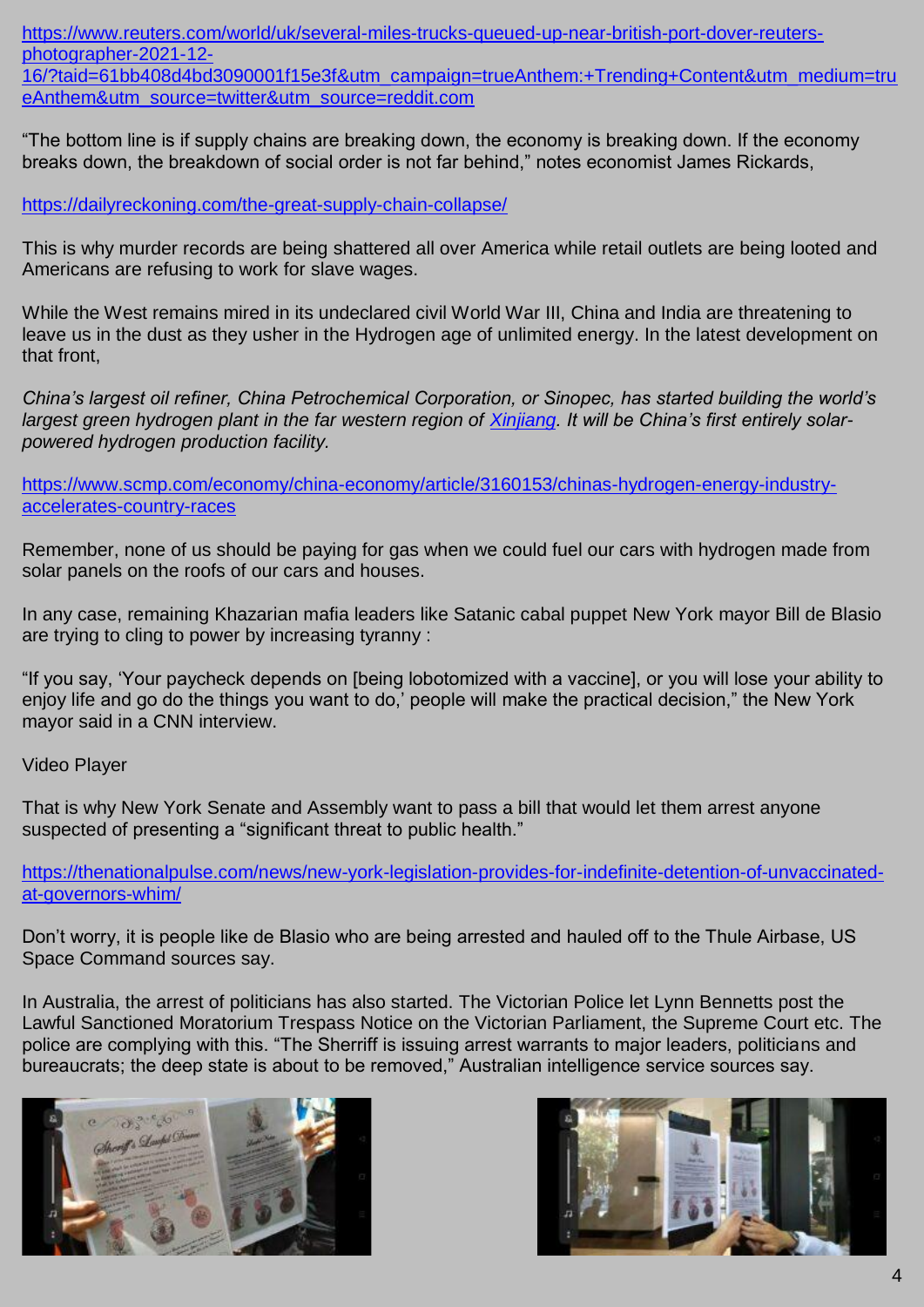https://www.reuters.com/world/uk/several-miles-trucks-queued-up-near-british-port-dover-reuters-photographer-2021-12-16/?taid=61bb408d4bd3090001f15e3f&utm_campaign=trueAnthem:+Trending+Content&utm_medium=trueAnthem&utm_source=twitter&utm_source=reddit.com

"The bottom line is if supply chains are breaking down, the economy is breaking down. If the economy breaks down, the breakdown of social order is not far behind," notes economist James Rickards,

https://dailyreckoning.com/the-great-supply-chain-collapse/

This is why murder records are being shattered all over America while retail outlets are being looted and Americans are refusing to work for slave wages.

While the West remains mired in its undeclared civil World War III, China and India are threatening to leave us in the dust as they usher in the Hydrogen age of unlimited energy. In the latest development on that front,

*China's largest oil refiner, China Petrochemical Corporation, or Sinopec, has started building the world's largest green hydrogen plant in the far western region of Xinjiang. It will be China's first entirely solar-powered hydrogen production facility.*

https://www.scmp.com/economy/china-economy/article/3160153/chinas-hydrogen-energy-industry-accelerates-country-races

Remember, none of us should be paying for gas when we could fuel our cars with hydrogen made from solar panels on the roofs of our cars and houses.

In any case, remaining Khazarian mafia leaders like Satanic cabal puppet New York mayor Bill de Blasio are trying to cling to power by increasing tyranny :

"If you say, 'Your paycheck depends on [being lobotomized with a vaccine], or you will lose your ability to enjoy life and go do the things you want to do,' people will make the practical decision," the New York mayor said in a CNN interview.

Video Player

That is why New York Senate and Assembly want to pass a bill that would let them arrest anyone suspected of presenting a "significant threat to public health."

https://thenationalpulse.com/news/new-york-legislation-provides-for-indefinite-detention-of-unvaccinated-at-governors-whim/

Don't worry, it is people like de Blasio who are being arrested and hauled off to the Thule Airbase, US Space Command sources say.

In Australia, the arrest of politicians has also started. The Victorian Police let Lynn Bennetts post the Lawful Sanctioned Moratorium Trespass Notice on the Victorian Parliament, the Supreme Court etc. The police are complying with this. "The Sherriff is issuing arrest warrants to major leaders, politicians and bureaucrats; the deep state is about to be removed," Australian intelligence service sources say.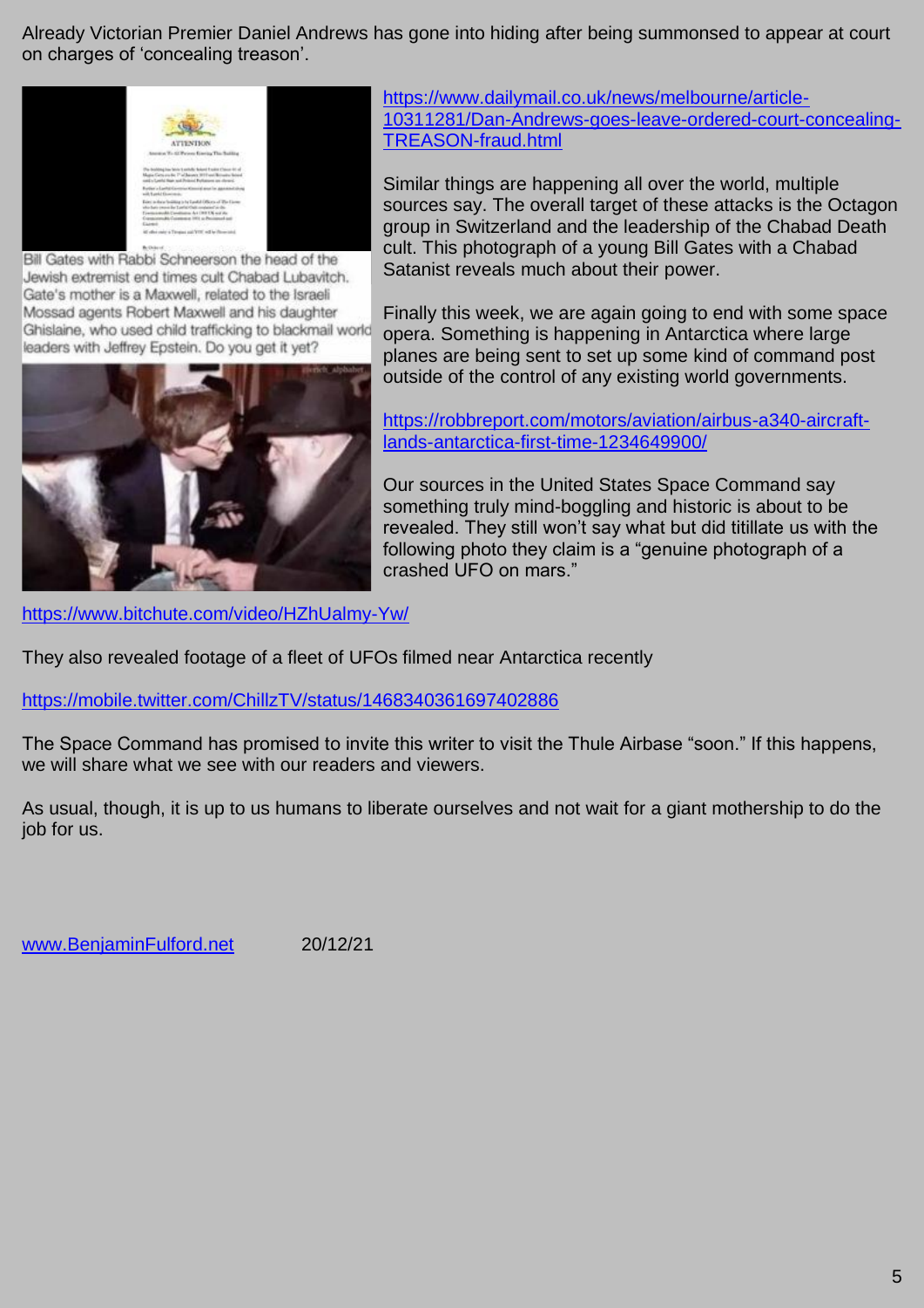Already Victorian Premier Daniel Andrews has gone into hiding after being summonsed to appear at court on charges of 'concealing treason'.

https://www.dailymail.co.uk/news/melbourne/article-10311281/Dan-Andrews-goes-leave-ordered-court-concealing-TREASON-fraud.html

Similar things are happening all over the world, multiple sources say. The overall target of these attacks is the Octagon group in Switzerland and the leadership of the Chabad Death cult. This photograph of a young Bill Gates with a Chabad Satanist reveals much about their power.

Bill Gates with Rabbi Schneerson the head of the Jewish extremist end times cult Chabad Lubavitch. Gate's mother is a Maxwell, related to the Israeli Mossad agents Robert Maxwell and his daughter Ghislaine, who used child trafficking to blackmail world leaders with Jeffrey Epstein. Do you get it yet?

Finally this week, we are again going to end with some space opera. Something is happening in Antarctica where large planes are being sent to set up some kind of command post outside of the control of any existing world governments.

https://robbreport.com/motors/aviation/airbus-a340-aircraft-lands-antarctica-first-time-1234649900/

Our sources in the United States Space Command say something truly mind-boggling and historic is about to be revealed. They still won't say what but did titillate us with the following photo they claim is a "genuine photograph of a crashed UFO on mars."

https://www.bitchute.com/video/HZhUalmy-Yw/

They also revealed footage of a fleet of UFOs filmed near Antarctica recently

https://mobile.twitter.com/ChillzTV/status/1468340361697402886

The Space Command has promised to invite this writer to visit the Thule Airbase "soon." If this happens, we will share what we see with our readers and viewers.

As usual, though, it is up to us humans to liberate ourselves and not wait for a giant mothership to do the job for us.

www.BenjaminFulford.net 20/12/21